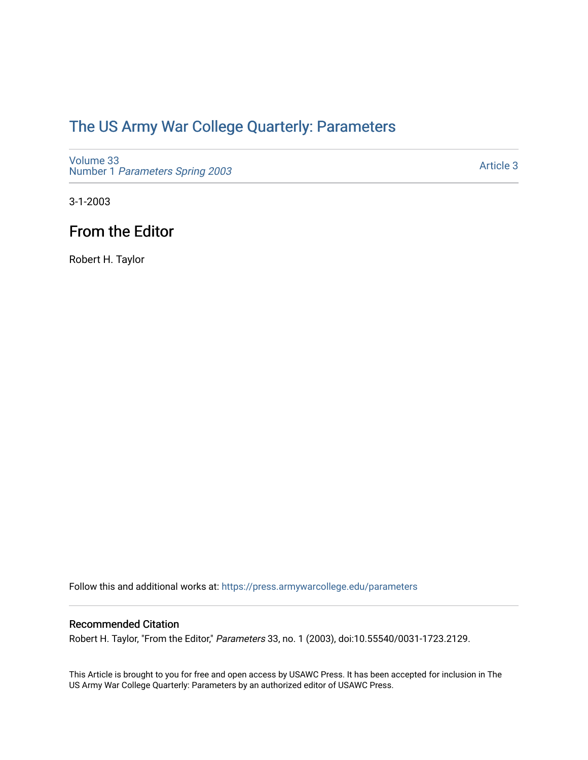# The US Army War College Quarterly: Parameters

Volume 33
Number 1 *Parameters Spring 2003*

Article 3

3-1-2003

## From the Editor

Robert H. Taylor

Follow this and additional works at: https://press.armywarcollege.edu/parameters

### Recommended Citation

Robert H. Taylor, "From the Editor," *Parameters* 33, no. 1 (2003), doi:10.55540/0031-1723.2129.

This Article is brought to you for free and open access by USAWC Press. It has been accepted for inclusion in The US Army War College Quarterly: Parameters by an authorized editor of USAWC Press.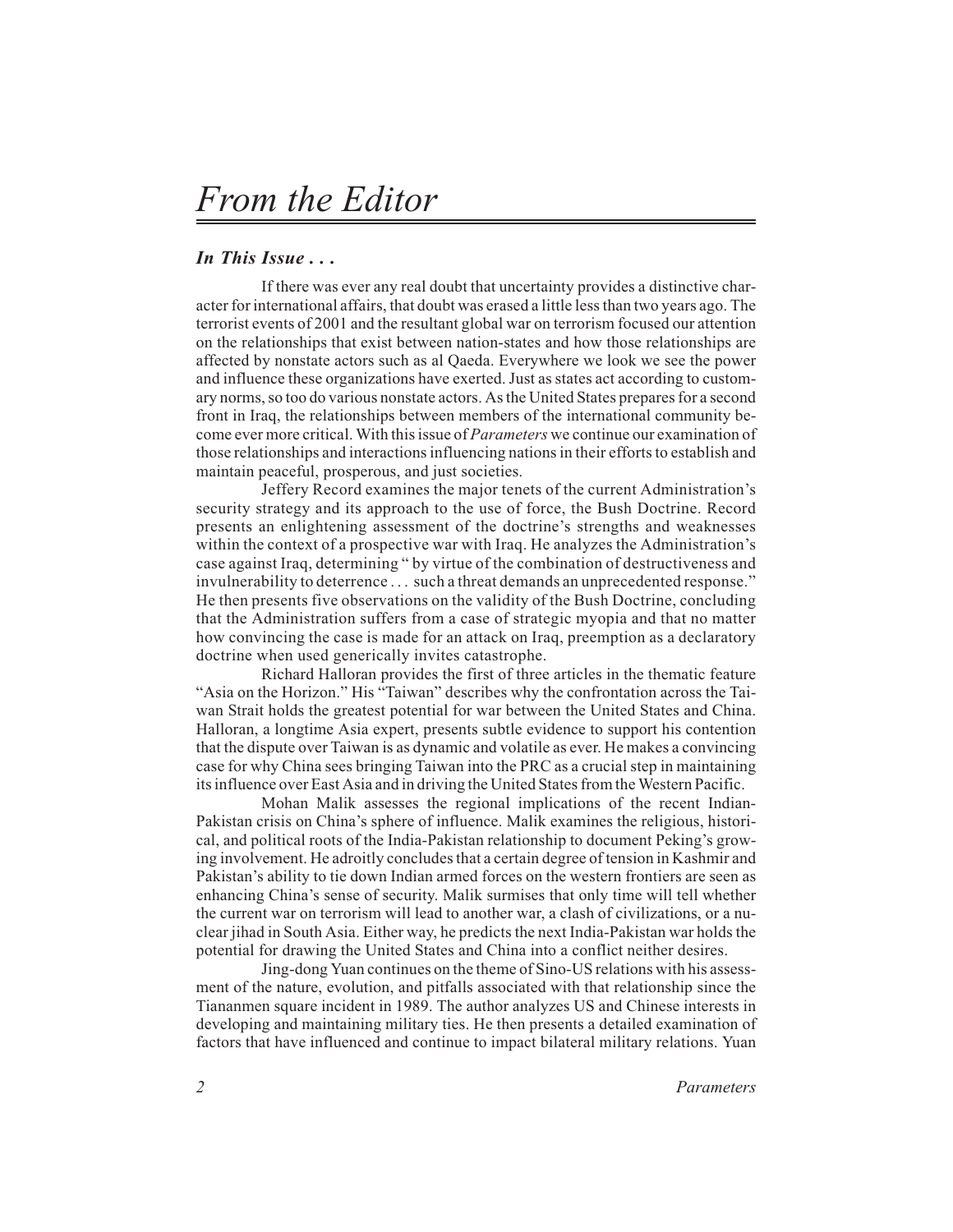# From the Editor

***In This Issue . . .***

If there was ever any real doubt that uncertainty provides a distinctive character for international affairs, that doubt was erased a little less than two years ago. The terrorist events of 2001 and the resultant global war on terrorism focused our attention on the relationships that exist between nation-states and how those relationships are affected by nonstate actors such as al Qaeda. Everywhere we look we see the power and influence these organizations have exerted. Just as states act according to customary norms, so too do various nonstate actors. As the United States prepares for a second front in Iraq, the relationships between members of the international community become ever more critical. With this issue of *Parameters* we continue our examination of those relationships and interactions influencing nations in their efforts to establish and maintain peaceful, prosperous, and just societies.

Jeffery Record examines the major tenets of the current Administration's security strategy and its approach to the use of force, the Bush Doctrine. Record presents an enlightening assessment of the doctrine's strengths and weaknesses within the context of a prospective war with Iraq. He analyzes the Administration's case against Iraq, determining " by virtue of the combination of destructiveness and invulnerability to deterrence . . . such a threat demands an unprecedented response." He then presents five observations on the validity of the Bush Doctrine, concluding that the Administration suffers from a case of strategic myopia and that no matter how convincing the case is made for an attack on Iraq, preemption as a declaratory doctrine when used generically invites catastrophe.

Richard Halloran provides the first of three articles in the thematic feature "Asia on the Horizon." His "Taiwan" describes why the confrontation across the Taiwan Strait holds the greatest potential for war between the United States and China. Halloran, a longtime Asia expert, presents subtle evidence to support his contention that the dispute over Taiwan is as dynamic and volatile as ever. He makes a convincing case for why China sees bringing Taiwan into the PRC as a crucial step in maintaining its influence over East Asia and in driving the United States from the Western Pacific.

Mohan Malik assesses the regional implications of the recent Indian-Pakistan crisis on China's sphere of influence. Malik examines the religious, historical, and political roots of the India-Pakistan relationship to document Peking's growing involvement. He adroitly concludes that a certain degree of tension in Kashmir and Pakistan's ability to tie down Indian armed forces on the western frontiers are seen as enhancing China's sense of security. Malik surmises that only time will tell whether the current war on terrorism will lead to another war, a clash of civilizations, or a nuclear jihad in South Asia. Either way, he predicts the next India-Pakistan war holds the potential for drawing the United States and China into a conflict neither desires.

Jing-dong Yuan continues on the theme of Sino-US relations with his assessment of the nature, evolution, and pitfalls associated with that relationship since the Tiananmen square incident in 1989. The author analyzes US and Chinese interests in developing and maintaining military ties. He then presents a detailed examination of factors that have influenced and continue to impact bilateral military relations. Yuan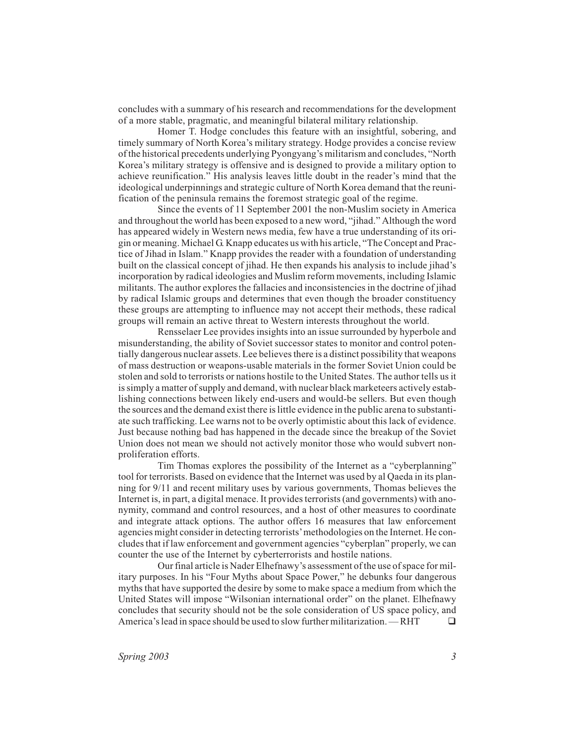concludes with a summary of his research and recommendations for the development of a more stable, pragmatic, and meaningful bilateral military relationship.

Homer T. Hodge concludes this feature with an insightful, sobering, and timely summary of North Korea's military strategy. Hodge provides a concise review of the historical precedents underlying Pyongyang's militarism and concludes, "North Korea's military strategy is offensive and is designed to provide a military option to achieve reunification." His analysis leaves little doubt in the reader's mind that the ideological underpinnings and strategic culture of North Korea demand that the reunification of the peninsula remains the foremost strategic goal of the regime.

Since the events of 11 September 2001 the non-Muslim society in America and throughout the world has been exposed to a new word, "jihad." Although the word has appeared widely in Western news media, few have a true understanding of its origin or meaning. Michael G. Knapp educates us with his article, "The Concept and Practice of Jihad in Islam." Knapp provides the reader with a foundation of understanding built on the classical concept of jihad. He then expands his analysis to include jihad's incorporation by radical ideologies and Muslim reform movements, including Islamic militants. The author explores the fallacies and inconsistencies in the doctrine of jihad by radical Islamic groups and determines that even though the broader constituency these groups are attempting to influence may not accept their methods, these radical groups will remain an active threat to Western interests throughout the world.

Rensselaer Lee provides insights into an issue surrounded by hyperbole and misunderstanding, the ability of Soviet successor states to monitor and control potentially dangerous nuclear assets. Lee believes there is a distinct possibility that weapons of mass destruction or weapons-usable materials in the former Soviet Union could be stolen and sold to terrorists or nations hostile to the United States. The author tells us it is simply a matter of supply and demand, with nuclear black marketeers actively establishing connections between likely end-users and would-be sellers. But even though the sources and the demand exist there is little evidence in the public arena to substantiate such trafficking. Lee warns not to be overly optimistic about this lack of evidence. Just because nothing bad has happened in the decade since the breakup of the Soviet Union does not mean we should not actively monitor those who would subvert nonproliferation efforts.

Tim Thomas explores the possibility of the Internet as a "cyberplanning" tool for terrorists. Based on evidence that the Internet was used by al Qaeda in its planning for 9/11 and recent military uses by various governments, Thomas believes the Internet is, in part, a digital menace. It provides terrorists (and governments) with anonymity, command and control resources, and a host of other measures to coordinate and integrate attack options. The author offers 16 measures that law enforcement agencies might consider in detecting terrorists' methodologies on the Internet. He concludes that if law enforcement and government agencies "cyberplan" properly, we can counter the use of the Internet by cyberterrorists and hostile nations.

Our final article is Nader Elhefnawy's assessment of the use of space for military purposes. In his "Four Myths about Space Power," he debunks four dangerous myths that have supported the desire by some to make space a medium from which the United States will impose "Wilsonian international order" on the planet. Elhefnawy concludes that security should not be the sole consideration of US space policy, and America's lead in space should be used to slow further militarization. — RHT ❑